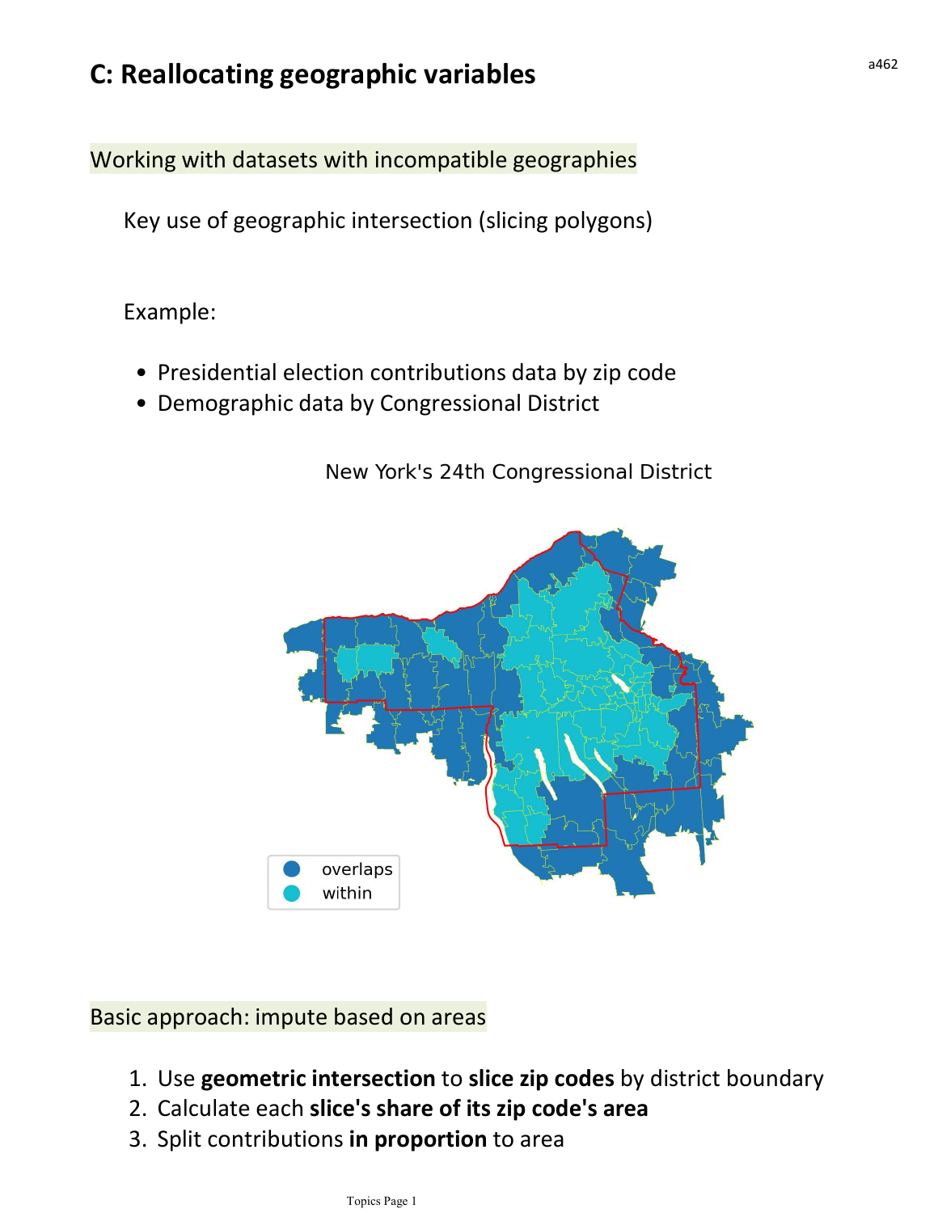# C: Reallocating geographic variables

## Working with datasets with incompatible geographies

Key use of geographic intersection (slicing polygons)

Example:

- Presidential election contributions data by zip code
- Demographic data by Congressional District

New York's 24th Congressional District

overlaps
within

## Basic approach: impute based on areas

1. Use **geometric intersection** to **slice zip codes** by district boundary
2. Calculate each **slice's share of its zip code's area**
3. Split contributions **in proportion** to area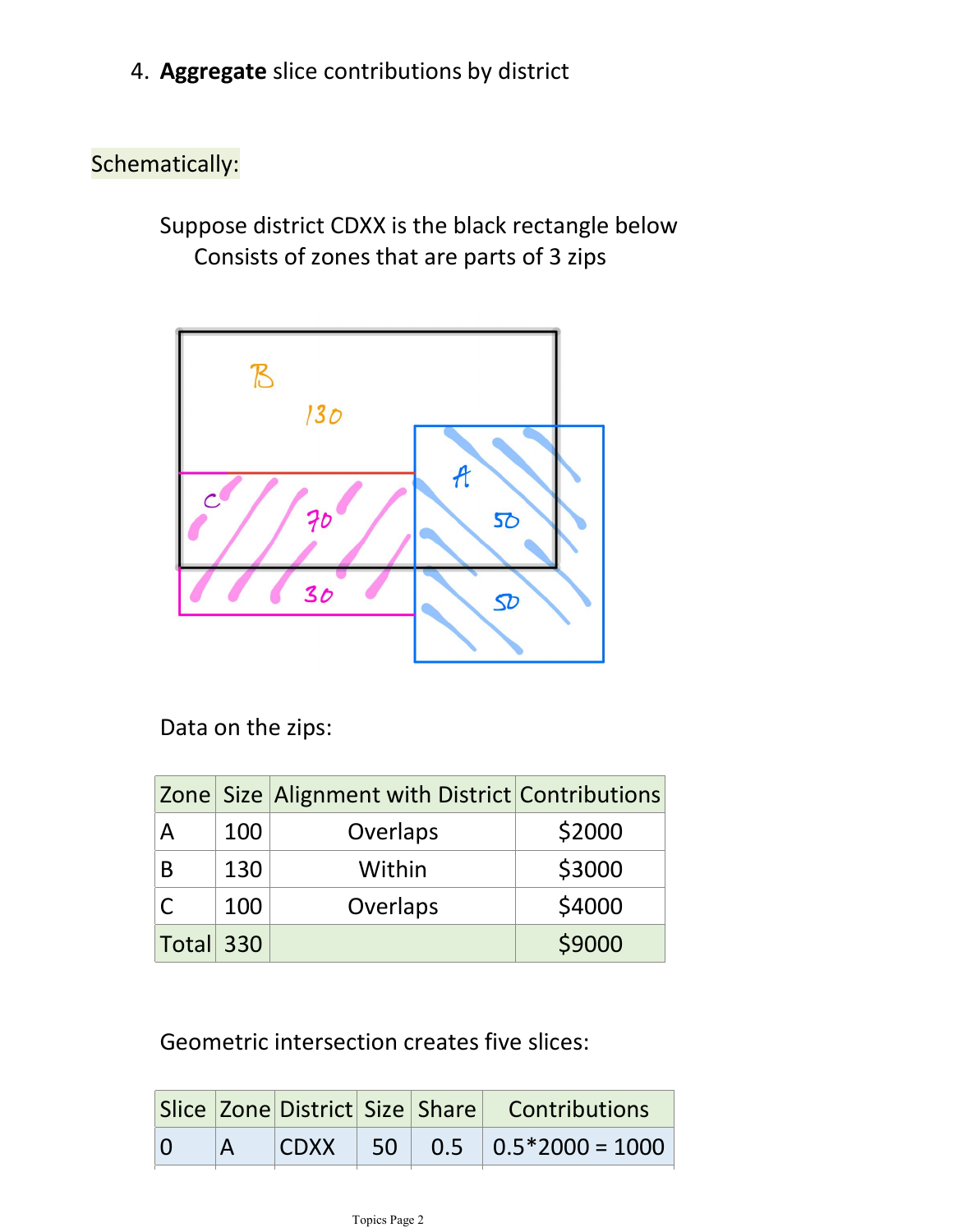4. **Aggregate** slice contributions by district

Schematically:

Suppose district CDXX is the black rectangle below
Consists of zones that are parts of 3 zips

Data on the zips:

| Zone | Size | Alignment with District | Contributions |
|---|---|---|---|
| A | 100 | Overlaps | $2000 |
| B | 130 | Within | $3000 |
| C | 100 | Overlaps | $4000 |
| Total | 330 | | $9000 |

Geometric intersection creates five slices:

| Slice | Zone | District | Size | Share | Contributions |
|---|---|---|---|---|---|
| 0 | A | CDXX | 50 | 0.5 | 0.5*2000 = 1000 |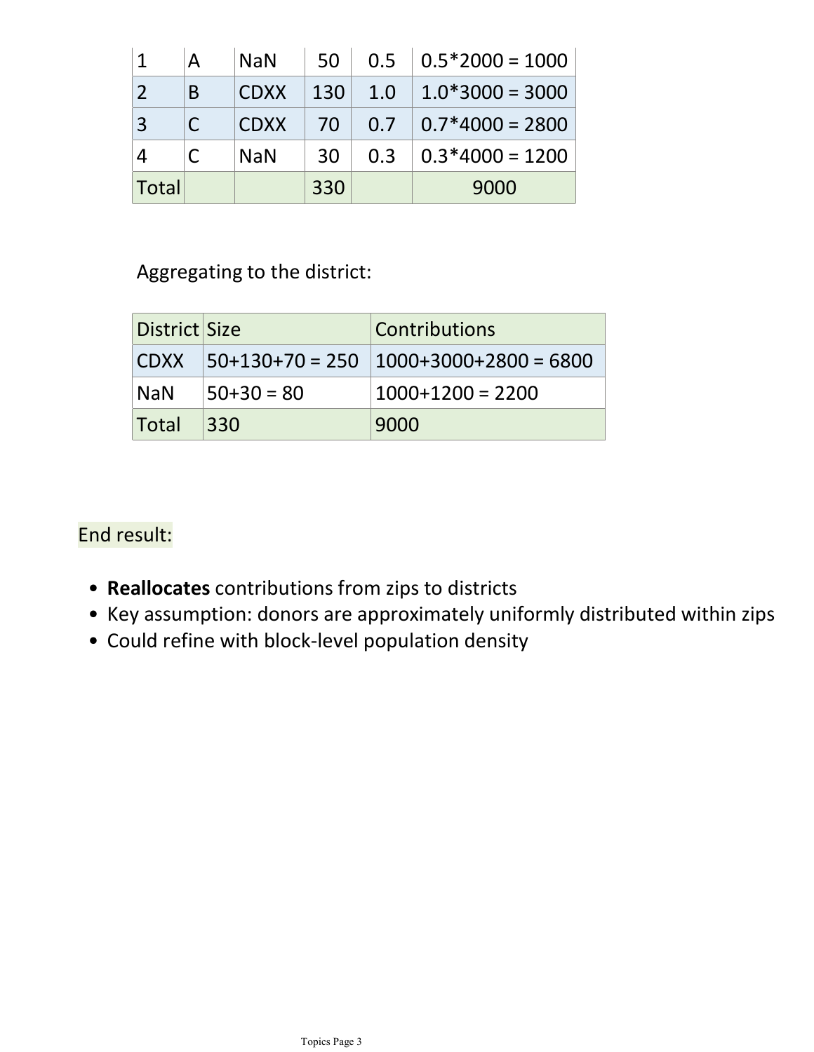| | | | | | |
|---|---|---|---|---|---|
| 1 | A | NaN | 50 | 0.5 | 0.5*2000 = 1000 |
| 2 | B | CDXX | 130 | 1.0 | 1.0*3000 = 3000 |
| 3 | C | CDXX | 70 | 0.7 | 0.7*4000 = 2800 |
| 4 | C | NaN | 30 | 0.3 | 0.3*4000 = 1200 |
| Total | | | 330 | | 9000 |

Aggregating to the district:

| District | Size | Contributions |
|---|---|---|
| CDXX | 50+130+70 = 250 | 1000+3000+2800 = 6800 |
| NaN | 50+30 = 80 | 1000+1200 = 2200 |
| Total | 330 | 9000 |

End result:

- **Reallocates** contributions from zips to districts
- Key assumption: donors are approximately uniformly distributed within zips
- Could refine with block-level population density